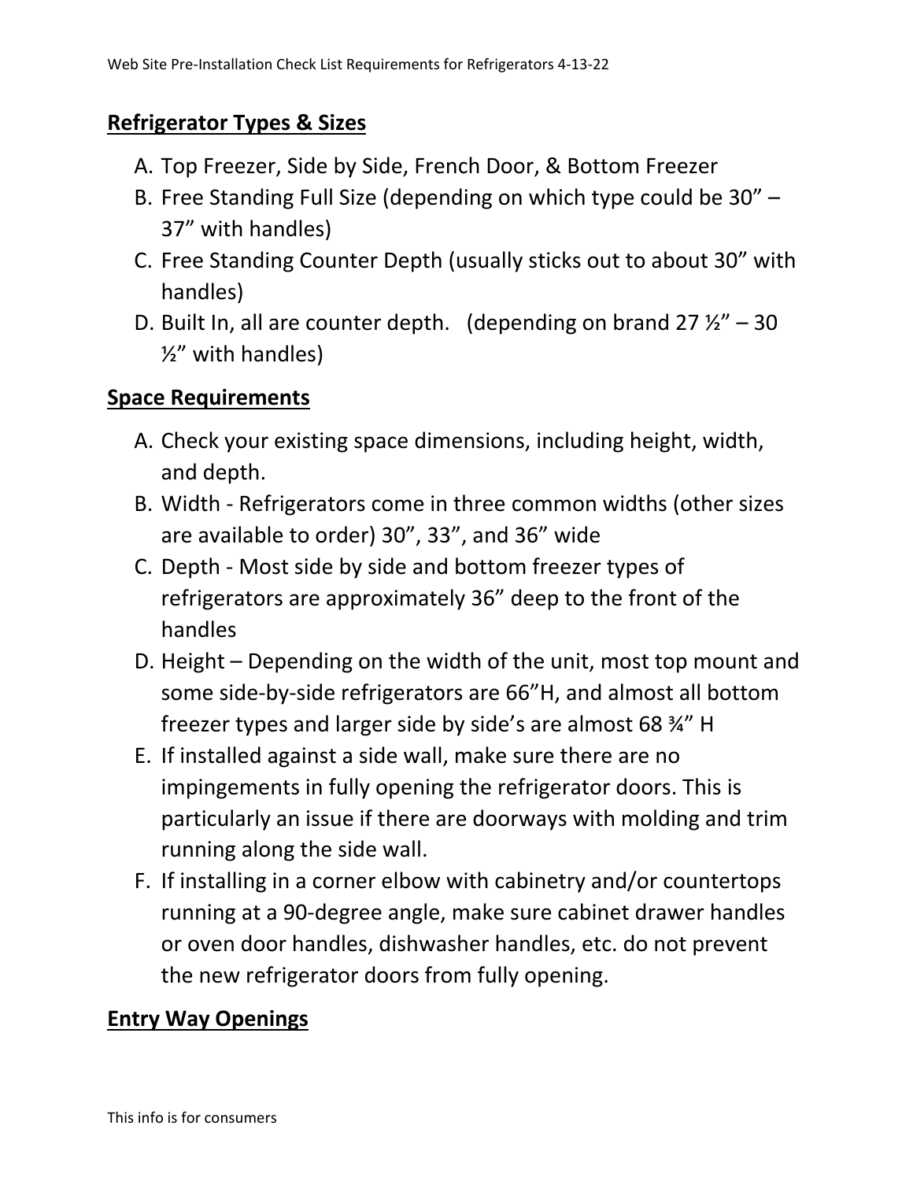## Refrigerator Types & Sizes

A. Top Freezer, Side by Side, French Door, & Bottom Freezer
B. Free Standing Full Size (depending on which type could be 30" – 37" with handles)
C. Free Standing Counter Depth (usually sticks out to about 30" with handles)
D. Built In, all are counter depth. (depending on brand 27 ½" – 30 ½" with handles)

## Space Requirements

A. Check your existing space dimensions, including height, width, and depth.
B. Width - Refrigerators come in three common widths (other sizes are available to order) 30", 33", and 36" wide
C. Depth - Most side by side and bottom freezer types of refrigerators are approximately 36" deep to the front of the handles
D. Height – Depending on the width of the unit, most top mount and some side-by-side refrigerators are 66"H, and almost all bottom freezer types and larger side by side's are almost 68 ¾" H
E. If installed against a side wall, make sure there are no impingements in fully opening the refrigerator doors. This is particularly an issue if there are doorways with molding and trim running along the side wall.
F. If installing in a corner elbow with cabinetry and/or countertops running at a 90-degree angle, make sure cabinet drawer handles or oven door handles, dishwasher handles, etc. do not prevent the new refrigerator doors from fully opening.

## Entry Way Openings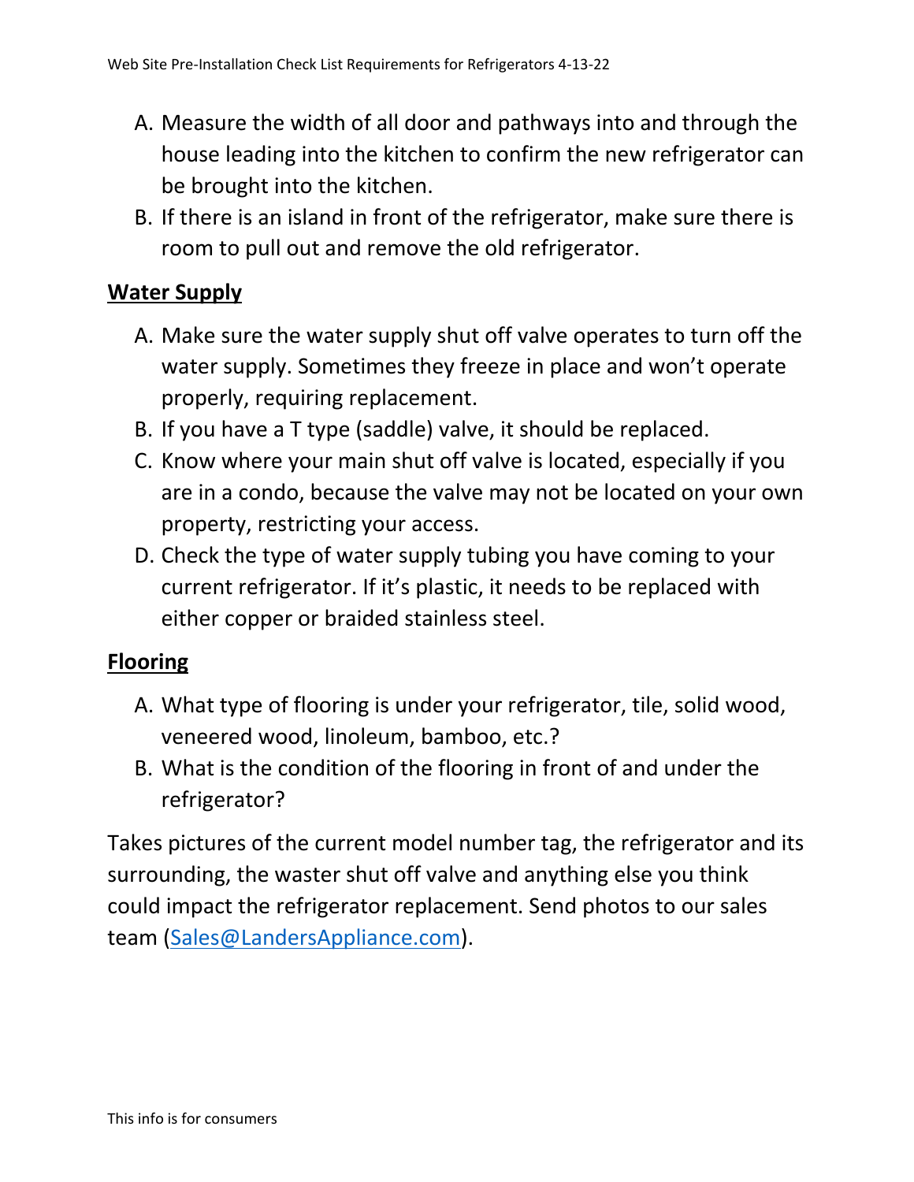A. Measure the width of all door and pathways into and through the house leading into the kitchen to confirm the new refrigerator can be brought into the kitchen.
B. If there is an island in front of the refrigerator, make sure there is room to pull out and remove the old refrigerator.

## Water Supply

A. Make sure the water supply shut off valve operates to turn off the water supply. Sometimes they freeze in place and won't operate properly, requiring replacement.
B. If you have a T type (saddle) valve, it should be replaced.
C. Know where your main shut off valve is located, especially if you are in a condo, because the valve may not be located on your own property, restricting your access.
D. Check the type of water supply tubing you have coming to your current refrigerator. If it's plastic, it needs to be replaced with either copper or braided stainless steel.

## Flooring

A. What type of flooring is under your refrigerator, tile, solid wood, veneered wood, linoleum, bamboo, etc.?
B. What is the condition of the flooring in front of and under the refrigerator?

Takes pictures of the current model number tag, the refrigerator and its surrounding, the waster shut off valve and anything else you think could impact the refrigerator replacement. Send photos to our sales team (Sales@LandersAppliance.com).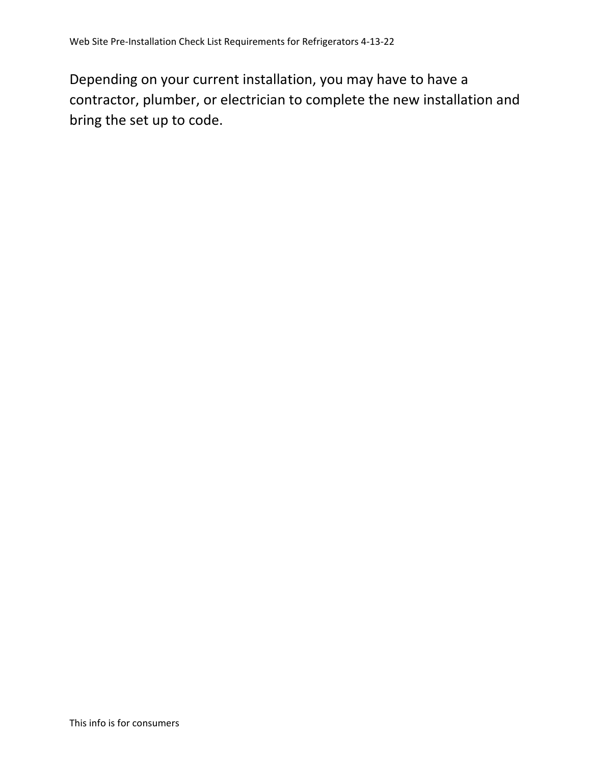Depending on your current installation, you may have to have a contractor, plumber, or electrician to complete the new installation and bring the set up to code.